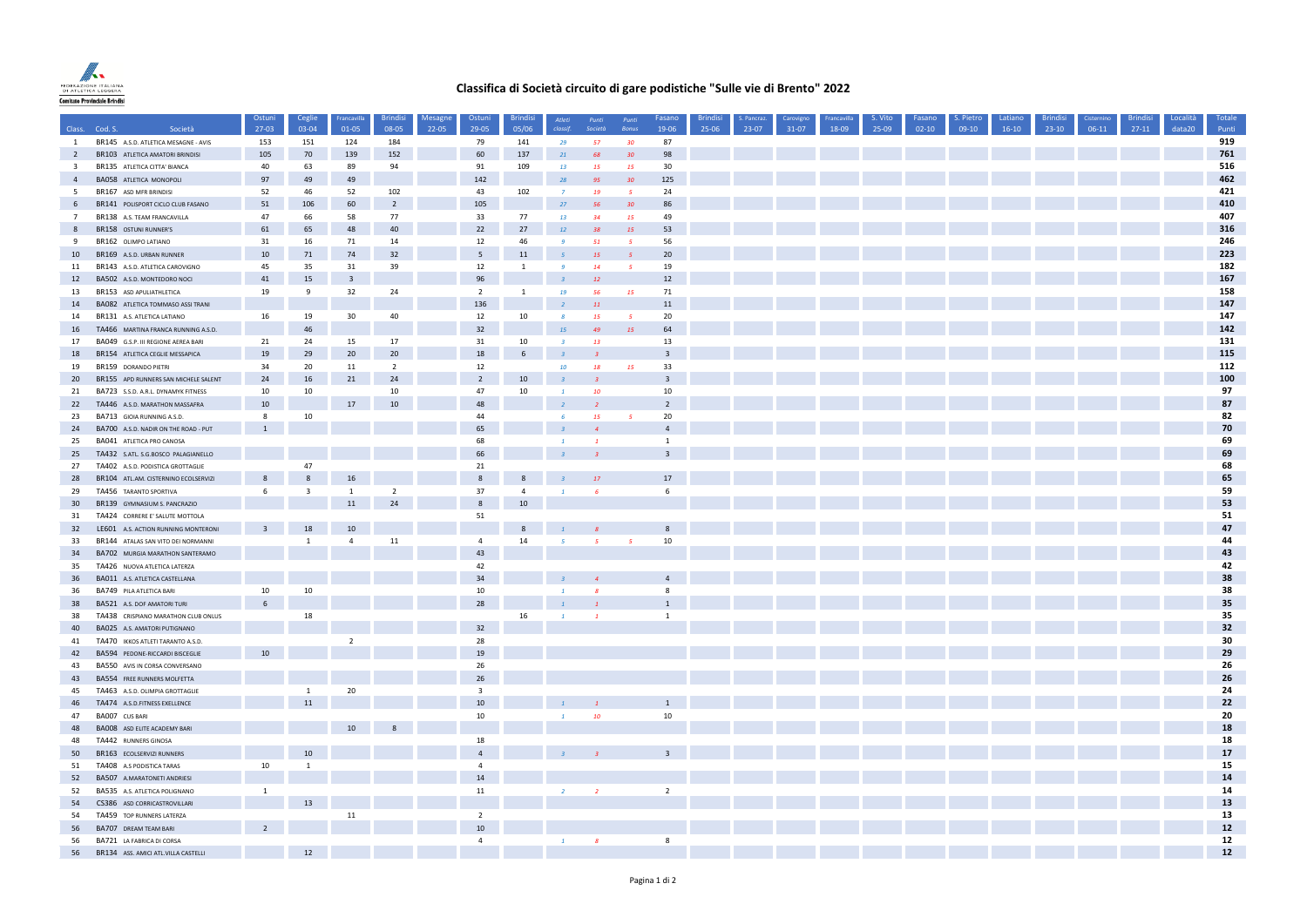# Classifica di Società circuito di gare podistiche "Sulle vie di Brento" 2022

| Class. | Cod. S. | Società | Ostuni 27-03 | Ceglie 03-04 | Francavilla 01-05 | Brindisi 08-05 | Mesagne 22-05 | Ostuni 29-05 | Brindisi 05/06 | Atleti classif. | Punti Società | Punti Bonus | Fasano 19-06 | Brindisi 25-06 | S. Pancraz. 23-07 | Carovigno 31-07 | Francavilla 18-09 | S. Vito 25-09 | Fasano 02-10 | S. Pietro 09-10 | Latiano 16-10 | Brindisi 23-10 | Cisternino 06-11 | Brindisi 27-11 | Località data20 | Totale Punti |
|---|---|---|---|---|---|---|---|---|---|---|---|---|---|---|---|---|---|---|---|---|---|---|---|---|---|---|
| 1 | BR145 | A.S.D. ATLETICA MESAGNE - AVIS | 153 | 151 | 124 | 184 | | 79 | 141 | 29 | 57 | 30 | 87 | | | | | | | | | | | | | **919** |
| 2 | BR103 | ATLETICA AMATORI BRINDISI | 105 | 70 | 139 | 152 | | 60 | 137 | 21 | 68 | 30 | 98 | | | | | | | | | | | | | **761** |
| 3 | BR135 | ATLETICA CITTA' BIANCA | 40 | 63 | 89 | 94 | | 91 | 109 | 13 | 15 | 15 | 30 | | | | | | | | | | | | | **516** |
| 4 | BA058 | ATLETICA MONOPOLI | 97 | 49 | 49 | | | 142 | | 28 | 95 | 30 | 125 | | | | | | | | | | | | | **462** |
| 5 | BR167 | ASD MFR BRINDISI | 52 | 46 | 52 | 102 | | 43 | 102 | 7 | 19 | 5 | 24 | | | | | | | | | | | | | **421** |
| 6 | BR141 | POLISPORT CICLO CLUB FASANO | 51 | 106 | 60 | 2 | | 105 | | 27 | 56 | 30 | 86 | | | | | | | | | | | | | **410** |
| 7 | BR138 | A.S. TEAM FRANCAVILLA | 47 | 66 | 58 | 77 | | 33 | 77 | 13 | 34 | 15 | 49 | | | | | | | | | | | | | **407** |
| 8 | BR158 | OSTUNI RUNNER'S | 61 | 65 | 48 | 40 | | 22 | 27 | 12 | 38 | 15 | 53 | | | | | | | | | | | | | **316** |
| 9 | BR162 | OLIMPO LATIANO | 31 | 16 | 71 | 14 | | 12 | 46 | 9 | 51 | 5 | 56 | | | | | | | | | | | | | **246** |
| 10 | BR169 | A.S.D. URBAN RUNNER | 10 | 71 | 74 | 32 | | 5 | 11 | 5 | 15 | 5 | 20 | | | | | | | | | | | | | **223** |
| 11 | BR143 | A.S.D. ATLETICA CAROVIGNO | 45 | 35 | 31 | 39 | | 12 | 1 | 9 | 14 | 5 | 19 | | | | | | | | | | | | | **182** |
| 12 | BA502 | A.S.D. MONTEDORO NOCI | 41 | 15 | 3 | | | 96 | | 3 | 12 | | 12 | | | | | | | | | | | | | **167** |
| 13 | BR153 | ASD APULIATHLETICA | 19 | 9 | 32 | 24 | | 2 | 1 | 19 | 56 | 15 | 71 | | | | | | | | | | | | | **158** |
| 14 | BA082 | ATLETICA TOMMASO ASSI TRANI | | | | | | 136 | | 2 | 11 | | 11 | | | | | | | | | | | | | **147** |
| 14 | BR131 | A.S. ATLETICA LATIANO | 16 | 19 | 30 | 40 | | 12 | 10 | 8 | 15 | 5 | 20 | | | | | | | | | | | | | **147** |
| 16 | TA466 | MARTINA FRANCA RUNNING A.S.D. | | 46 | | | | 32 | | 15 | 49 | 15 | 64 | | | | | | | | | | | | | **142** |
| 17 | BA049 | G.S.P. III REGIONE AEREA BARI | 21 | 24 | 15 | 17 | | 31 | 10 | 3 | 13 | | 13 | | | | | | | | | | | | | **131** |
| 18 | BR154 | ATLETICA CEGLIE MESSAPICA | 19 | 29 | 20 | 20 | | 18 | 6 | 3 | 3 | | 3 | | | | | | | | | | | | | **115** |
| 19 | BR159 | DORANDO PIETRI | 34 | 20 | 11 | 2 | | 12 | | 10 | 18 | 15 | 33 | | | | | | | | | | | | | **112** |
| 20 | BR155 | APD RUNNERS SAN MICHELE SALENT | 24 | 16 | 21 | 24 | | 2 | 10 | 3 | 3 | | 3 | | | | | | | | | | | | | **100** |
| 21 | BA723 | S.S.D. A.R.L. DYNAMYK FITNESS | 10 | 10 | | 10 | | 47 | 10 | 1 | 10 | | 10 | | | | | | | | | | | | | **97** |
| 22 | TA446 | A.S.D. MARATHON MASSAFRA | 10 | | 17 | 10 | | 48 | | 2 | 2 | | 2 | | | | | | | | | | | | | **87** |
| 23 | BA713 | GIOIA RUNNING A.S.D. | 8 | 10 | | | | 44 | | 6 | 15 | 5 | 20 | | | | | | | | | | | | | **82** |
| 24 | BA700 | A.S.D. NADIR ON THE ROAD - PUT | 1 | | | | | 65 | | 3 | 4 | | 4 | | | | | | | | | | | | | **70** |
| 25 | BA041 | ATLETICA PRO CANOSA | | | | | | 68 | | 1 | 1 | | 1 | | | | | | | | | | | | | **69** |
| 25 | TA432 | S.ATL. S.G.BOSCO PALAGIANELLO | | | | | | 66 | | 3 | 3 | | 3 | | | | | | | | | | | | | **69** |
| 27 | TA402 | A.S.D. PODISTICA GROTTAGLIE | | 47 | | | | 21 | | | | | | | | | | | | | | | | | | **68** |
| 28 | BR104 | ATL.AM. CISTERNINO ECOLSERVIZI | 8 | 8 | 16 | | | 8 | 8 | 3 | 17 | | 17 | | | | | | | | | | | | | **65** |
| 29 | TA456 | TARANTO SPORTIVA | 6 | 3 | 1 | 2 | | 37 | 4 | 1 | 6 | | 6 | | | | | | | | | | | | | **59** |
| 30 | BR139 | GYMNASIUM S. PANCRAZIO | | | 11 | 24 | | 8 | 10 | | | | | | | | | | | | | | | | | **53** |
| 31 | TA424 | CORRERE E' SALUTE MOTTOLA | | | | | | 51 | | | | | | | | | | | | | | | | | | **51** |
| 32 | LE601 | A.S. ACTION RUNNING MONTERONI | 3 | 18 | 10 | | | | 8 | 1 | 8 | | 8 | | | | | | | | | | | | | **47** |
| 33 | BR144 | ATLAS SAN VITO DEI NORMANNI | | 1 | 4 | 11 | | 4 | 14 | 5 | 5 | 5 | 10 | | | | | | | | | | | | | **44** |
| 34 | BA702 | MURGIA MARATHON SANTERAMO | | | | | | 43 | | | | | | | | | | | | | | | | | | **43** |
| 35 | TA426 | NUOVA ATLETICA LATERZA | | | | | | 42 | | | | | | | | | | | | | | | | | | **42** |
| 36 | BA011 | A.S. ATLETICA CASTELLANA | | | | | | 34 | | 3 | 4 | | 4 | | | | | | | | | | | | | **38** |
| 36 | BA749 | PILA ATLETICA BARI | 10 | 10 | | | | 10 | | 1 | 8 | | 8 | | | | | | | | | | | | | **38** |
| 38 | BA521 | A.S. DOF AMATORI TURI | 6 | | | | | 28 | | 1 | 1 | | 1 | | | | | | | | | | | | | **35** |
| 38 | TA438 | CRISPIANO MARATHON CLUB ONLUS | | 18 | | | | | 16 | 1 | 1 | | 1 | | | | | | | | | | | | | **35** |
| 40 | BA025 | A.S. AMATORI PUTIGNANO | | | | | | 32 | | | | | | | | | | | | | | | | | | **32** |
| 41 | TA470 | IKKOS ATLETI TARANTO A.S.D. | | | 2 | | | 28 | | | | | | | | | | | | | | | | | | **30** |
| 42 | BA594 | PEDONE-RICCARDI BISCEGLIE | 10 | | | | | 19 | | | | | | | | | | | | | | | | | | **29** |
| 43 | BA550 | AVIS IN CORSA CONVERSANO | | | | | | 26 | | | | | | | | | | | | | | | | | | **26** |
| 43 | BA554 | FREE RUNNERS MOLFETTA | | | | | | 26 | | | | | | | | | | | | | | | | | | **26** |
| 45 | TA463 | A.S.D. OLIMPIA GROTTAGLIE | | 1 | 20 | | | 3 | | | | | | | | | | | | | | | | | | **24** |
| 46 | TA474 | A.S.D.FITNESS EXELLENCE | | 11 | | | | 10 | | 1 | 1 | | 1 | | | | | | | | | | | | | **22** |
| 47 | BA007 | CUS BARI | | | | | | 10 | | 1 | 10 | | 10 | | | | | | | | | | | | | **20** |
| 48 | BA008 | ASD ELITE ACADEMY BARI | | | 10 | 8 | | | | | | | | | | | | | | | | | | | | **18** |
| 48 | TA442 | RUNNERS GINOSA | | | | | | 18 | | | | | | | | | | | | | | | | | | **18** |
| 50 | BR163 | ECOLSERVIZI RUNNERS | | 10 | | | | 4 | | 3 | 3 | | 3 | | | | | | | | | | | | | **17** |
| 51 | TA408 | A.S PODISTICA TARAS | 10 | 1 | | | | 4 | | | | | | | | | | | | | | | | | | **15** |
| 52 | BA507 | A.MARATONETI ANDRIESI | | | | | | 14 | | | | | | | | | | | | | | | | | | **14** |
| 52 | BA535 | A.S. ATLETICA POLIGNANO | 1 | | | | | 11 | | 2 | 2 | | 2 | | | | | | | | | | | | | **14** |
| 54 | CS386 | ASD CORRICASTROVILLARI | | 13 | | | | | | | | | | | | | | | | | | | | | | **13** |
| 54 | TA459 | TOP RUNNERS LATERZA | | | 11 | | | 2 | | | | | | | | | | | | | | | | | | **13** |
| 56 | BA707 | DREAM TEAM BARI | 2 | | | | | 10 | | | | | | | | | | | | | | | | | | **12** |
| 56 | BA721 | LA FABRICA DI CORSA | | | | | | 4 | | 1 | 8 | | 8 | | | | | | | | | | | | | **12** |
| 56 | BR134 | ASS. AMICI ATL.VILLA CASTELLI | | 12 | | | | | | | | | | | | | | | | | | | | | | **12** |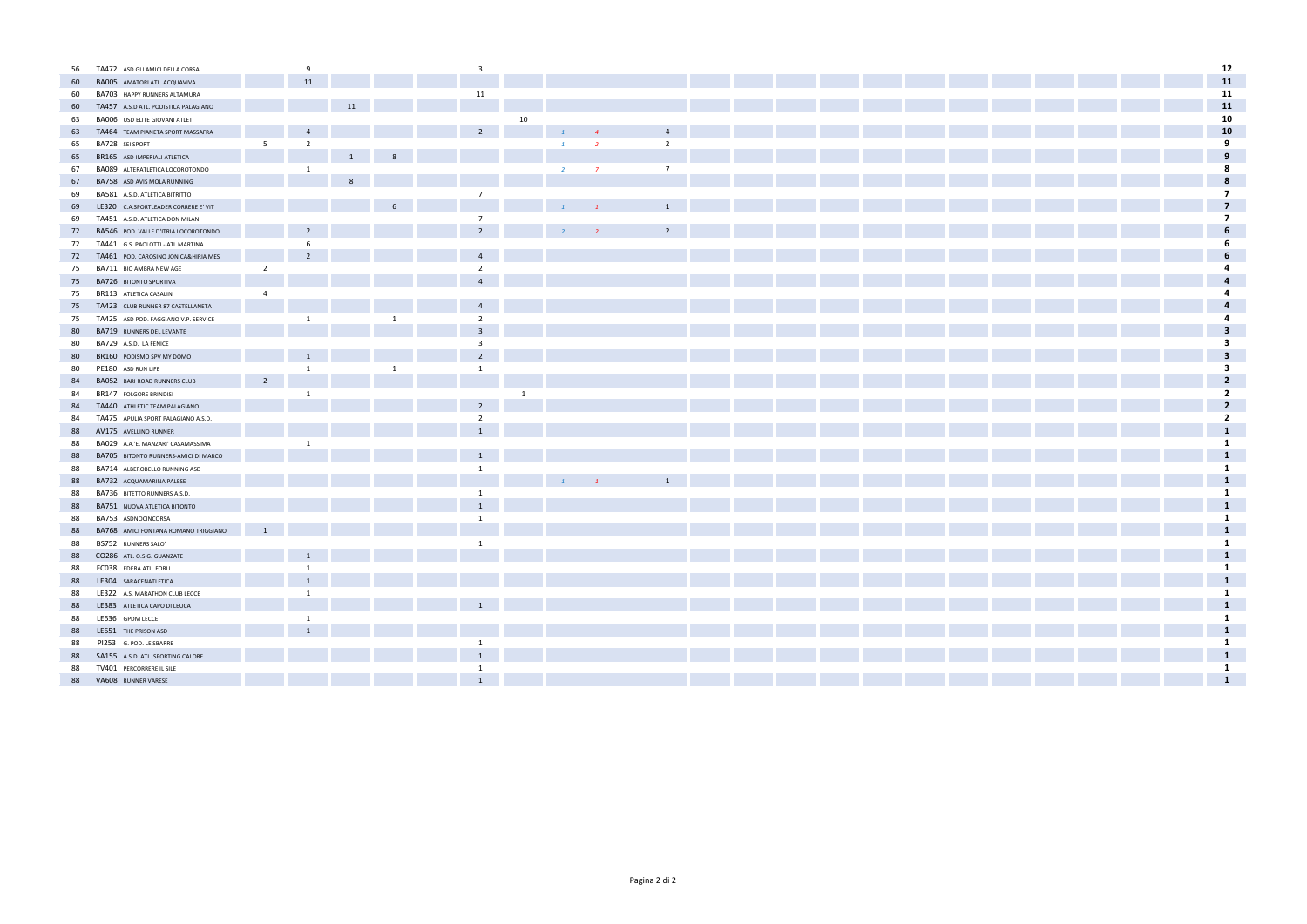| | | | | | | | | | | | | | | | | | | | | | | | | |
|---|---|---|---|---|---|---|---|---|---|---|---|---|---|---|---|---|---|---|---|---|---|---|---|---|
| 56 | TA472 | ASD GLI AMICI DELLA CORSA | | 9 | | | | 3 | | | | | | | | | | | | | | | | **12** |
| 60 | BA005 | AMATORI ATL. ACQUAVIVA | | 11 | | | | | | | | | | | | | | | | | | | | **11** |
| 60 | BA703 | HAPPY RUNNERS ALTAMURA | | | | | | 11 | | | | | | | | | | | | | | | | **11** |
| 60 | TA457 | A.S.D ATL. PODISTICA PALAGIANO | | | 11 | | | | | | | | | | | | | | | | | | | **11** |
| 63 | BA006 | USD ELITE GIOVANI ATLETI | | | | | | | 10 | | | | | | | | | | | | | | | **10** |
| 63 | TA464 | TEAM PIANETA SPORT MASSAFRA | | 4 | | | | 2 | | *1* | *4* | 4 | | | | | | | | | | | | **10** |
| 65 | BA728 | SEI SPORT | 5 | 2 | | | | | | *1* | *2* | 2 | | | | | | | | | | | | **9** |
| 65 | BR165 | ASD IMPERIALI ATLETICA | | | 1 | 8 | | | | | | | | | | | | | | | | | | **9** |
| 67 | BA089 | ALTERATLETICA LOCOROTONDO | | 1 | | | | | | *2* | *7* | 7 | | | | | | | | | | | | **8** |
| 67 | BA758 | ASD AVIS MOLA RUNNING | | | 8 | | | | | | | | | | | | | | | | | | | **8** |
| 69 | BA581 | A.S.D. ATLETICA BITRITTO | | | | | | 7 | | | | | | | | | | | | | | | | **7** |
| 69 | LE320 | C.A.SPORTLEADER CORRERE E' VIT | | | | 6 | | | | *1* | *1* | 1 | | | | | | | | | | | | **7** |
| 69 | TA451 | A.S.D. ATLETICA DON MILANI | | | | | | 7 | | | | | | | | | | | | | | | | **7** |
| 72 | BA546 | POD. VALLE D'ITRIA LOCOROTONDO | | 2 | | | | 2 | | *2* | *2* | 2 | | | | | | | | | | | | **6** |
| 72 | TA441 | G.S. PAOLOTTI - ATL MARTINA | | 6 | | | | | | | | | | | | | | | | | | | | **6** |
| 72 | TA461 | POD. CAROSINO JONICA&HIRIA MES | | 2 | | | | 4 | | | | | | | | | | | | | | | | **6** |
| 75 | BA711 | BIO AMBRA NEW AGE | 2 | | | | | 2 | | | | | | | | | | | | | | | | **4** |
| 75 | BA726 | BITONTO SPORTIVA | | | | | | 4 | | | | | | | | | | | | | | | | **4** |
| 75 | BR113 | ATLETICA CASALINI | 4 | | | | | | | | | | | | | | | | | | | | | **4** |
| 75 | TA423 | CLUB RUNNER 87 CASTELLANETA | | | | | | 4 | | | | | | | | | | | | | | | | **4** |
| 75 | TA425 | ASD POD. FAGGIANO V.P. SERVICE | | 1 | | 1 | | 2 | | | | | | | | | | | | | | | | **4** |
| 80 | BA719 | RUNNERS DEL LEVANTE | | | | | | 3 | | | | | | | | | | | | | | | | **3** |
| 80 | BA729 | A.S.D. LA FENICE | | | | | | 3 | | | | | | | | | | | | | | | | **3** |
| 80 | BR160 | PODISMO SPV MY DOMO | | 1 | | | | 2 | | | | | | | | | | | | | | | | **3** |
| 80 | PE180 | ASD RUN LIFE | | 1 | | 1 | | 1 | | | | | | | | | | | | | | | | **3** |
| 84 | BA052 | BARI ROAD RUNNERS CLUB | 2 | | | | | | | | | | | | | | | | | | | | | **2** |
| 84 | BR147 | FOLGORE BRINDISI | | 1 | | | | | 1 | | | | | | | | | | | | | | | **2** |
| 84 | TA440 | ATHLETIC TEAM PALAGIANO | | | | | | 2 | | | | | | | | | | | | | | | | **2** |
| 84 | TA475 | APULIA SPORT PALAGIANO A.S.D. | | | | | | 2 | | | | | | | | | | | | | | | | **2** |
| 88 | AV175 | AVELLINO RUNNER | | | | | | 1 | | | | | | | | | | | | | | | | **1** |
| 88 | BA029 | A.A.'E. MANZARI' CASAMASSIMA | | 1 | | | | | | | | | | | | | | | | | | | | **1** |
| 88 | BA705 | BITONTO RUNNERS-AMICI DI MARCO | | | | | | 1 | | | | | | | | | | | | | | | | **1** |
| 88 | BA714 | ALBEROBELLO RUNNING ASD | | | | | | 1 | | | | | | | | | | | | | | | | **1** |
| 88 | BA732 | ACQUAMARINA PALESE | | | | | | | | *1* | *1* | 1 | | | | | | | | | | | | **1** |
| 88 | BA736 | BITETTO RUNNERS A.S.D. | | | | | | 1 | | | | | | | | | | | | | | | | **1** |
| 88 | BA751 | NUOVA ATLETICA BITONTO | | | | | | 1 | | | | | | | | | | | | | | | | **1** |
| 88 | BA753 | ASDNOCINCORSA | | | | | | 1 | | | | | | | | | | | | | | | | **1** |
| 88 | BA768 | AMICI FONTANA ROMANO TRIGGIANO | 1 | | | | | | | | | | | | | | | | | | | | | **1** |
| 88 | BS752 | RUNNERS SALO' | | | | | | 1 | | | | | | | | | | | | | | | | **1** |
| 88 | CO286 | ATL. O.S.G. GUANZATE | | 1 | | | | | | | | | | | | | | | | | | | | **1** |
| 88 | FC038 | EDERA ATL. FORLI | | 1 | | | | | | | | | | | | | | | | | | | | **1** |
| 88 | LE304 | SARACENATLETICA | | 1 | | | | | | | | | | | | | | | | | | | | **1** |
| 88 | LE322 | A.S. MARATHON CLUB LECCE | | 1 | | | | | | | | | | | | | | | | | | | | **1** |
| 88 | LE383 | ATLETICA CAPO DI LEUCA | | | | | | 1 | | | | | | | | | | | | | | | | **1** |
| 88 | LE636 | GPDM LECCE | | 1 | | | | | | | | | | | | | | | | | | | | **1** |
| 88 | LE651 | THE PRISON ASD | | 1 | | | | | | | | | | | | | | | | | | | | **1** |
| 88 | PI253 | G. POD. LE SBARRE | | | | | | 1 | | | | | | | | | | | | | | | | **1** |
| 88 | SA155 | A.S.D. ATL. SPORTING CALORE | | | | | | 1 | | | | | | | | | | | | | | | | **1** |
| 88 | TV401 | PERCORRERE IL SILE | | | | | | 1 | | | | | | | | | | | | | | | | **1** |
| 88 | VA608 | RUNNER VARESE | | | | | | 1 | | | | | | | | | | | | | | | | **1** |